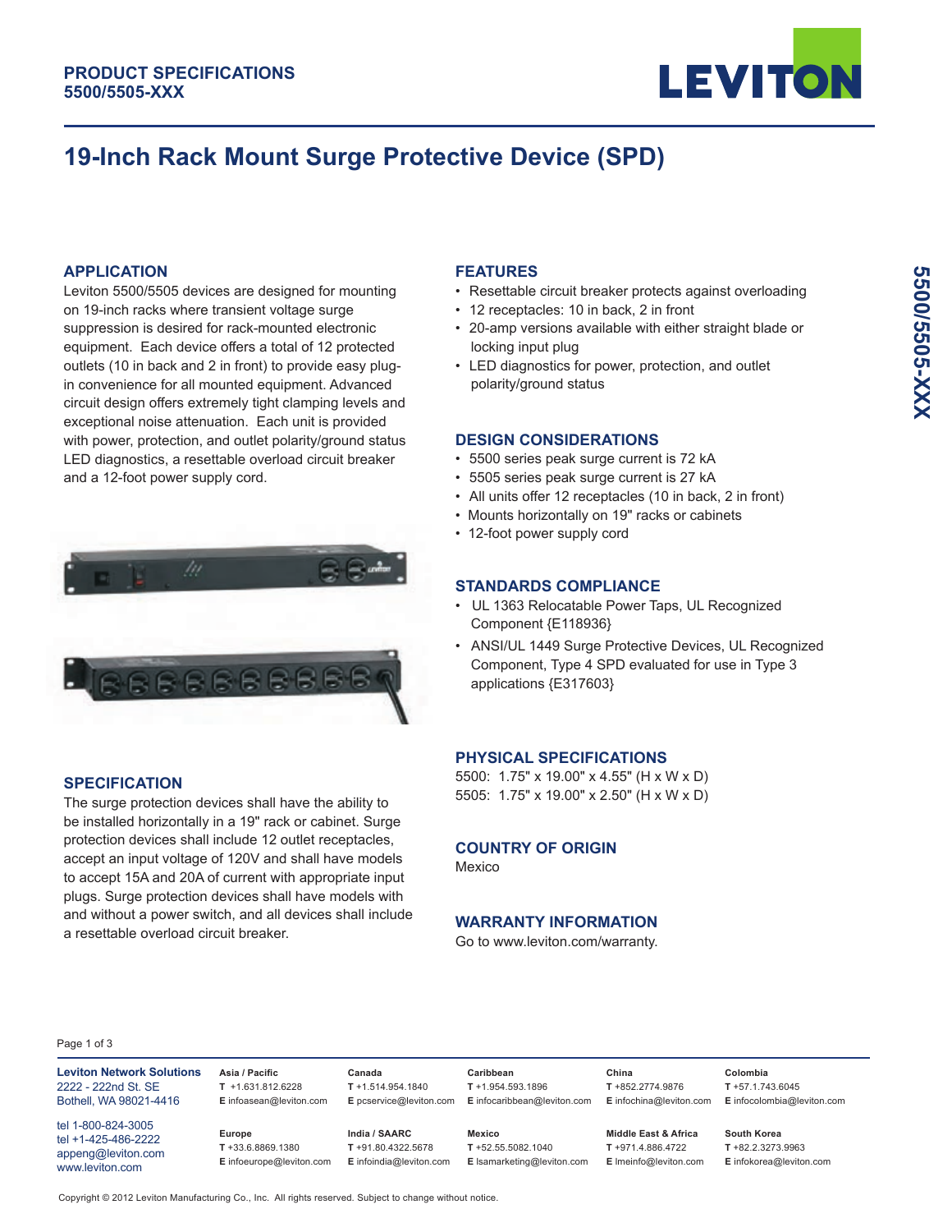**PRODUCT SPECIFICATIONS**
**5500/5505-XXX**

# 19-Inch Rack Mount Surge Protective Device (SPD)

## APPLICATION

Leviton 5500/5505 devices are designed for mounting on 19-inch racks where transient voltage surge suppression is desired for rack-mounted electronic equipment. Each device offers a total of 12 protected outlets (10 in back and 2 in front) to provide easy plug-in convenience for all mounted equipment. Advanced circuit design offers extremely tight clamping levels and exceptional noise attenuation. Each unit is provided with power, protection, and outlet polarity/ground status LED diagnostics, a resettable overload circuit breaker and a 12-foot power supply cord.

## SPECIFICATION

The surge protection devices shall have the ability to be installed horizontally in a 19" rack or cabinet. Surge protection devices shall include 12 outlet receptacles, accept an input voltage of 120V and shall have models to accept 15A and 20A of current with appropriate input plugs. Surge protection devices shall have models with and without a power switch, and all devices shall include a resettable overload circuit breaker.

## FEATURES

- Resettable circuit breaker protects against overloading
- 12 receptacles: 10 in back, 2 in front
- 20-amp versions available with either straight blade or locking input plug
- LED diagnostics for power, protection, and outlet polarity/ground status

## DESIGN CONSIDERATIONS

- 5500 series peak surge current is 72 kA
- 5505 series peak surge current is 27 kA
- All units offer 12 receptacles (10 in back, 2 in front)
- Mounts horizontally on 19" racks or cabinets
- 12-foot power supply cord

## STANDARDS COMPLIANCE

- UL 1363 Relocatable Power Taps, UL Recognized Component {E118936}
- ANSI/UL 1449 Surge Protective Devices, UL Recognized Component, Type 4 SPD evaluated for use in Type 3 applications {E317603}

## PHYSICAL SPECIFICATIONS

5500: 1.75" x 19.00" x 4.55" (H x W x D)
5505: 1.75" x 19.00" x 2.50" (H x W x D)

## COUNTRY OF ORIGIN

Mexico

## WARRANTY INFORMATION

Go to www.leviton.com/warranty.

**Leviton Network Solutions**
2222 - 222nd St. SE
Bothell, WA 98021-4416

tel 1-800-824-3005
tel +1-425-486-2222
appeng@leviton.com
www.leviton.com

| | | | | |
|---|---|---|---|---|
| **Asia / Pacific**<br>T +1.631.812.6228<br>E infoasean@leviton.com | **Canada**<br>T +1.514.954.1840<br>E pcservice@leviton.com | **Caribbean**<br>T +1.954.593.1896<br>E infocaribbean@leviton.com | **China**<br>T +852.2774.9876<br>E infochina@leviton.com | **Colombia**<br>T +57.1.743.6045<br>E infocolombia@leviton.com |
| **Europe**<br>T +33.6.8869.1380<br>E infoeurope@leviton.com | **India / SAARC**<br>T +91.80.4322.5678<br>E infoindia@leviton.com | **Mexico**<br>T +52.55.5082.1040<br>E lsamarketing@leviton.com | **Middle East & Africa**<br>T +971.4.886.4722<br>E lmeinfo@leviton.com | **South Korea**<br>T +82.2.3273.9963<br>E infokorea@leviton.com |

Copyright © 2012 Leviton Manufacturing Co., Inc. All rights reserved. Subject to change without notice.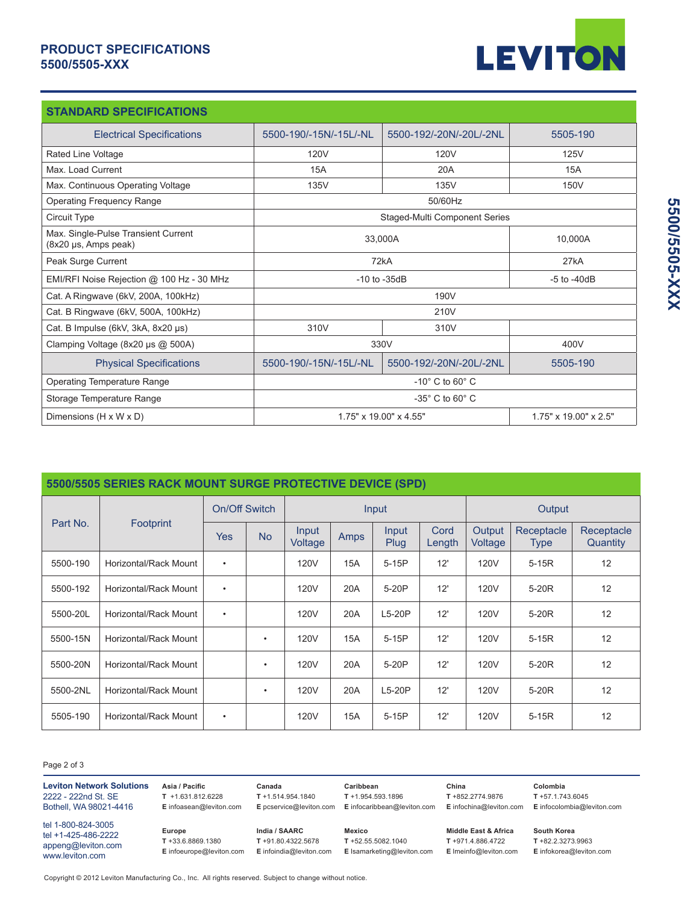# PRODUCT SPECIFICATIONS
## 5500/5505-XXX

## STANDARD SPECIFICATIONS

| Electrical Specifications | 5500-190/-15N/-15L/-NL | 5500-192/-20N/-20L/-2NL | 5505-190 |
|---|---|---|---|
| Rated Line Voltage | 120V | 120V | 125V |
| Max. Load Current | 15A | 20A | 15A |
| Max. Continuous Operating Voltage | 135V | 135V | 150V |
| Operating Frequency Range | 50/60Hz | | |
| Circuit Type | Staged-Multi Component Series | | |
| Max. Single-Pulse Transient Current (8x20 μs, Amps peak) | 33,000A | | 10,000A |
| Peak Surge Current | 72kA | | 27kA |
| EMI/RFI Noise Rejection @ 100 Hz - 30 MHz | -10 to -35dB | | -5 to -40dB |
| Cat. A Ringwave (6kV, 200A, 100kHz) | 190V | | |
| Cat. B Ringwave (6kV, 500A, 100kHz) | 210V | | |
| Cat. B Impulse (6kV, 3kA, 8x20 μs) | 310V | 310V | |
| Clamping Voltage (8x20 μs @ 500A) | 330V | | 400V |
| **Physical Specifications** | **5500-190/-15N/-15L/-NL** | **5500-192/-20N/-20L/-2NL** | **5505-190** |
| Operating Temperature Range | -10° C to 60° C | | |
| Storage Temperature Range | -35° C to 60° C | | |
| Dimensions (H x W x D) | 1.75" x 19.00" x 4.55" | | 1.75" x 19.00" x 2.5" |

## 5500/5505 SERIES RACK MOUNT SURGE PROTECTIVE DEVICE (SPD)

| Part No. | Footprint | On/Off Switch | | Input | | | | Output | | |
|---|---|---|---|---|---|---|---|---|---|---|
| | | Yes | No | Input Voltage | Amps | Input Plug | Cord Length | Output Voltage | Receptacle Type | Receptacle Quantity |
| 5500-190 | Horizontal/Rack Mount | • | | 120V | 15A | 5-15P | 12' | 120V | 5-15R | 12 |
| 5500-192 | Horizontal/Rack Mount | • | | 120V | 20A | 5-20P | 12' | 120V | 5-20R | 12 |
| 5500-20L | Horizontal/Rack Mount | • | | 120V | 20A | L5-20P | 12' | 120V | 5-20R | 12 |
| 5500-15N | Horizontal/Rack Mount | | • | 120V | 15A | 5-15P | 12' | 120V | 5-15R | 12 |
| 5500-20N | Horizontal/Rack Mount | | • | 120V | 20A | 5-20P | 12' | 120V | 5-20R | 12 |
| 5500-2NL | Horizontal/Rack Mount | | • | 120V | 20A | L5-20P | 12' | 120V | 5-20R | 12 |
| 5505-190 | Horizontal/Rack Mount | • | | 120V | 15A | 5-15P | 12' | 120V | 5-15R | 12 |

**Leviton Network Solutions**
2222 - 222nd St. SE
Bothell, WA 98021-4416

tel 1-800-824-3005
tel +1-425-486-2222
appeng@leviton.com
www.leviton.com

**Asia / Pacific**
T +1.631.812.6228
E infoasean@leviton.com

**Canada**
T +1.514.954.1840
E pcservice@leviton.com

**Caribbean**
T +1.954.593.1896
E infocaribbean@leviton.com

**China**
T +852.2774.9876
E infochina@leviton.com

**Colombia**
T +57.1.743.6045
E infocolombia@leviton.com

**Europe**
T +33.6.8869.1380
E infoeurope@leviton.com

**India / SAARC**
T +91.80.4322.5678
E infoindia@leviton.com

**Mexico**
T +52.55.5082.1040
E lsamarketing@leviton.com

**Middle East & Africa**
T +971.4.886.4722
E lmeinfo@leviton.com

**South Korea**
T +82.2.3273.9963
E infokorea@leviton.com

Copyright © 2012 Leviton Manufacturing Co., Inc. All rights reserved. Subject to change without notice.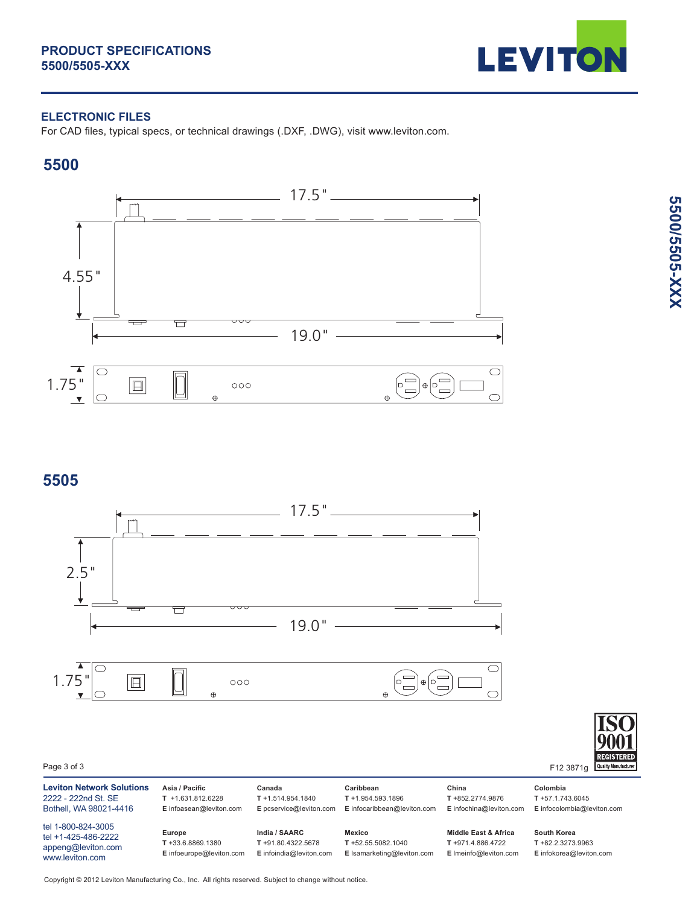**PRODUCT SPECIFICATIONS**
**5500/5505-XXX**

### ELECTRONIC FILES

For CAD files, typical specs, or technical drawings (.DXF, .DWG), visit www.leviton.com.

## 5500

17.5"

4.55"

19.0"

1.75"

## 5505

17.5"

2.5"

19.0"

1.75"

F12 3871g

**Leviton Network Solutions**
2222 - 222nd St. SE
Bothell, WA 98021-4416

tel 1-800-824-3005
tel +1-425-486-2222
appeng@leviton.com
www.leviton.com

**Asia / Pacific**
**T** +1.631.812.6228
**E** infoasean@leviton.com

**Canada**
**T** +1.514.954.1840
**E** pcservice@leviton.com

**Caribbean**
**T** +1.954.593.1896
**E** infocaribbean@leviton.com

**China**
**T** +852.2774.9876
**E** infochina@leviton.com

**Colombia**
**T** +57.1.743.6045
**E** infocolombia@leviton.com

**Europe**
**T** +33.6.8869.1380
**E** infoeurope@leviton.com

**India / SAARC**
**T** +91.80.4322.5678
**E** infoindia@leviton.com

**Mexico**
**T** +52.55.5082.1040
**E** lsamarketing@leviton.com

**Middle East & Africa**
**T** +971.4.886.4722
**E** lmeinfo@leviton.com

**South Korea**
**T** +82.2.3273.9963
**E** infokorea@leviton.com

Copyright © 2012 Leviton Manufacturing Co., Inc. All rights reserved. Subject to change without notice.